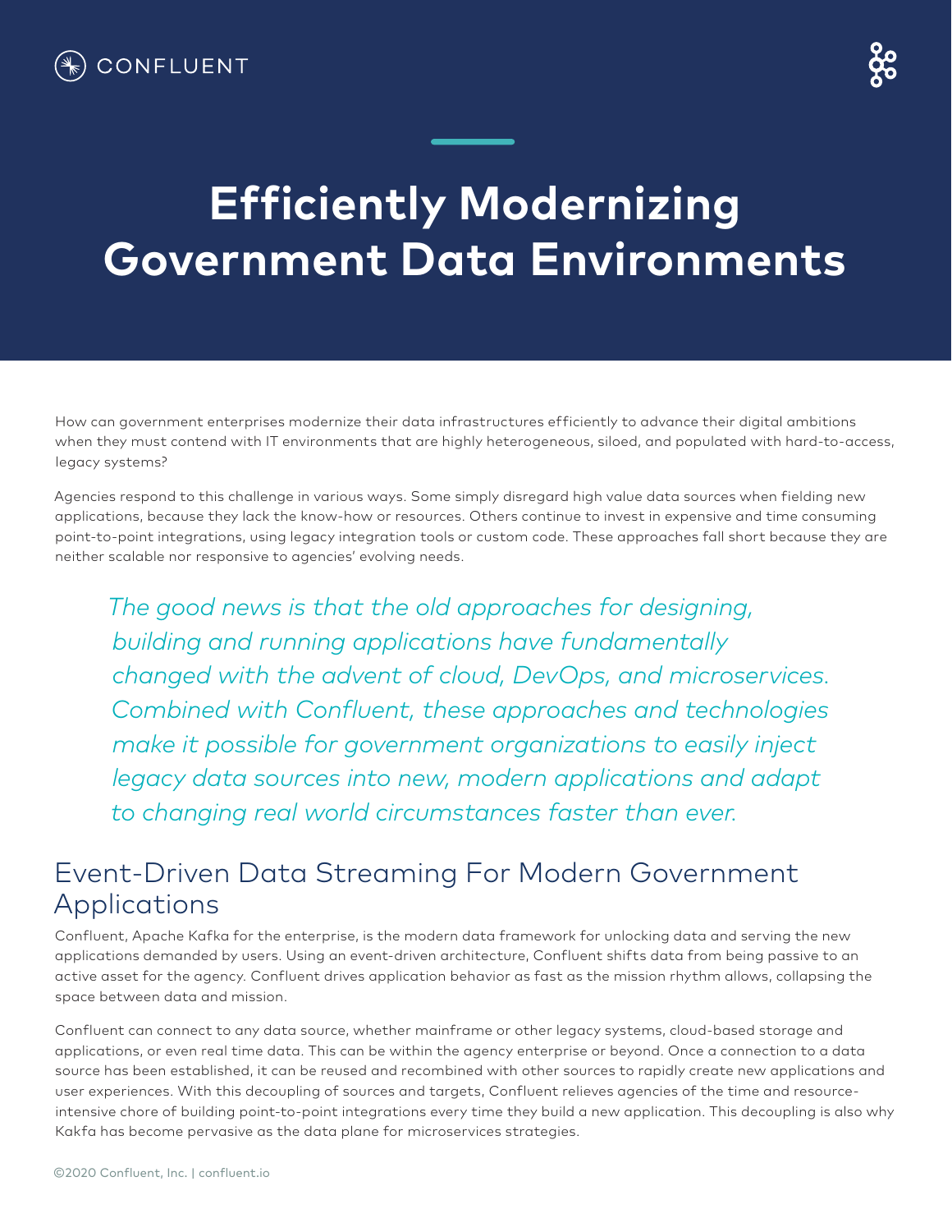# Efficiently Modernizing Government Data Environments

How can government enterprises modernize their data infrastructures efficiently to advance their digital ambitions when they must contend with IT environments that are highly heterogeneous, siloed, and populated with hard-to-access, legacy systems?

Agencies respond to this challenge in various ways. Some simply disregard high value data sources when fielding new applications, because they lack the know-how or resources. Others continue to invest in expensive and time consuming point-to-point integrations, using legacy integration tools or custom code. These approaches fall short because they are neither scalable nor responsive to agencies' evolving needs.

*The good news is that the old approaches for designing, building and running applications have fundamentally changed with the advent of cloud, DevOps, and microservices. Combined with Confluent, these approaches and technologies make it possible for government organizations to easily inject legacy data sources into new, modern applications and adapt to changing real world circumstances faster than ever.*

## Event-Driven Data Streaming For Modern Government Applications

Confluent, Apache Kafka for the enterprise, is the modern data framework for unlocking data and serving the new applications demanded by users. Using an event-driven architecture, Confluent shifts data from being passive to an active asset for the agency. Confluent drives application behavior as fast as the mission rhythm allows, collapsing the space between data and mission.

Confluent can connect to any data source, whether mainframe or other legacy systems, cloud-based storage and applications, or even real time data. This can be within the agency enterprise or beyond. Once a connection to a data source has been established, it can be reused and recombined with other sources to rapidly create new applications and user experiences. With this decoupling of sources and targets, Confluent relieves agencies of the time and resource-intensive chore of building point-to-point integrations every time they build a new application. This decoupling is also why Kakfa has become pervasive as the data plane for microservices strategies.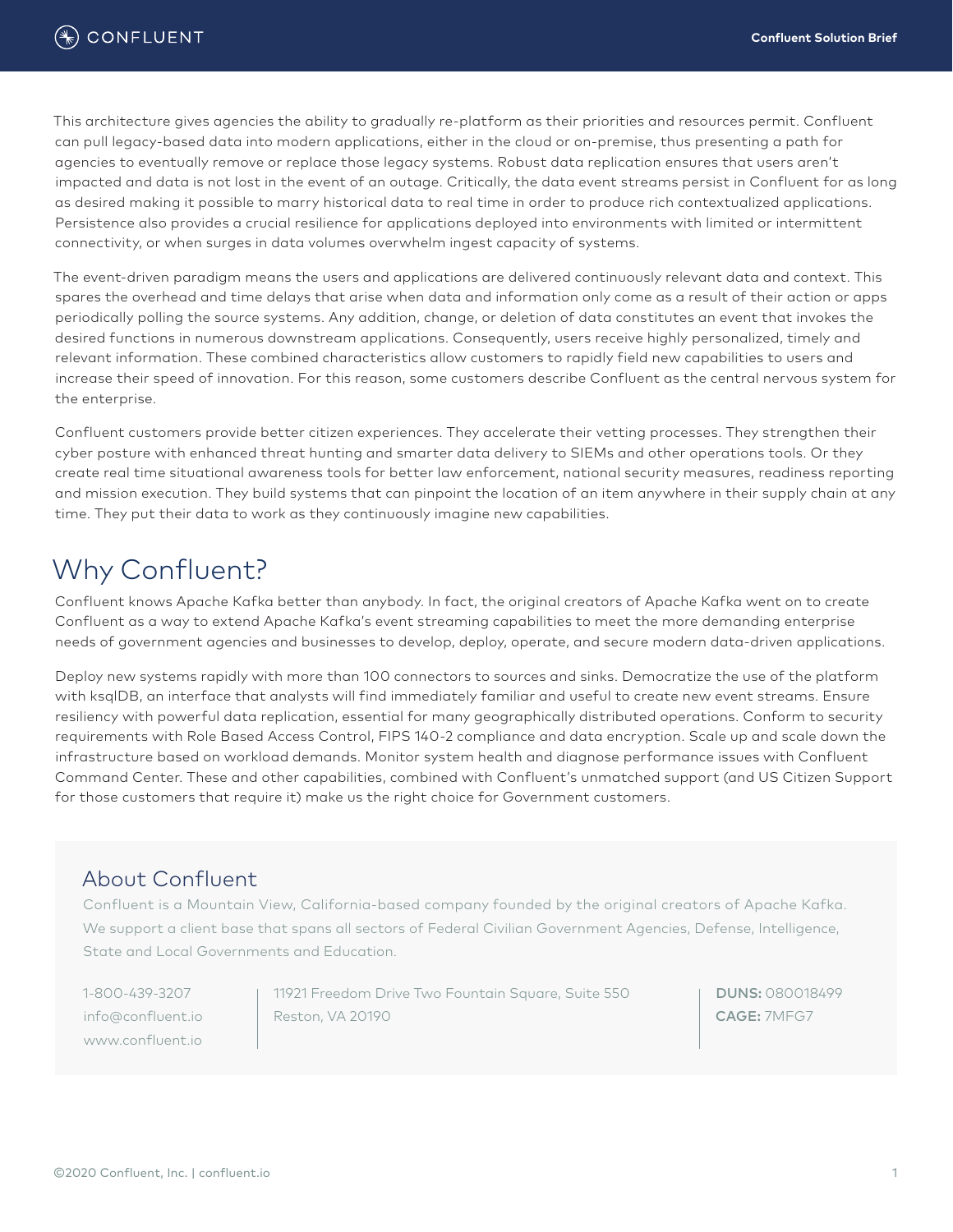This architecture gives agencies the ability to gradually re-platform as their priorities and resources permit. Confluent can pull legacy-based data into modern applications, either in the cloud or on-premise, thus presenting a path for agencies to eventually remove or replace those legacy systems. Robust data replication ensures that users aren't impacted and data is not lost in the event of an outage. Critically, the data event streams persist in Confluent for as long as desired making it possible to marry historical data to real time in order to produce rich contextualized applications. Persistence also provides a crucial resilience for applications deployed into environments with limited or intermittent connectivity, or when surges in data volumes overwhelm ingest capacity of systems.

The event-driven paradigm means the users and applications are delivered continuously relevant data and context. This spares the overhead and time delays that arise when data and information only come as a result of their action or apps periodically polling the source systems. Any addition, change, or deletion of data constitutes an event that invokes the desired functions in numerous downstream applications. Consequently, users receive highly personalized, timely and relevant information. These combined characteristics allow customers to rapidly field new capabilities to users and increase their speed of innovation. For this reason, some customers describe Confluent as the central nervous system for the enterprise.

Confluent customers provide better citizen experiences. They accelerate their vetting processes. They strengthen their cyber posture with enhanced threat hunting and smarter data delivery to SIEMs and other operations tools. Or they create real time situational awareness tools for better law enforcement, national security measures, readiness reporting and mission execution. They build systems that can pinpoint the location of an item anywhere in their supply chain at any time. They put their data to work as they continuously imagine new capabilities.

# Why Confluent?

Confluent knows Apache Kafka better than anybody. In fact, the original creators of Apache Kafka went on to create Confluent as a way to extend Apache Kafka's event streaming capabilities to meet the more demanding enterprise needs of government agencies and businesses to develop, deploy, operate, and secure modern data-driven applications.

Deploy new systems rapidly with more than 100 connectors to sources and sinks. Democratize the use of the platform with ksqlDB, an interface that analysts will find immediately familiar and useful to create new event streams. Ensure resiliency with powerful data replication, essential for many geographically distributed operations. Conform to security requirements with Role Based Access Control, FIPS 140-2 compliance and data encryption. Scale up and scale down the infrastructure based on workload demands. Monitor system health and diagnose performance issues with Confluent Command Center. These and other capabilities, combined with Confluent's unmatched support (and US Citizen Support for those customers that require it) make us the right choice for Government customers.

## About Confluent

Confluent is a Mountain View, California-based company founded by the original creators of Apache Kafka. We support a client base that spans all sectors of Federal Civilian Government Agencies, Defense, Intelligence, State and Local Governments and Education.

1-800-439-3207
info@confluent.io
www.confluent.io

11921 Freedom Drive Two Fountain Square, Suite 550
Reston, VA 20190

**DUNS:** 080018499
**CAGE:** 7MFG7

©2020 Confluent, Inc. | confluent.io